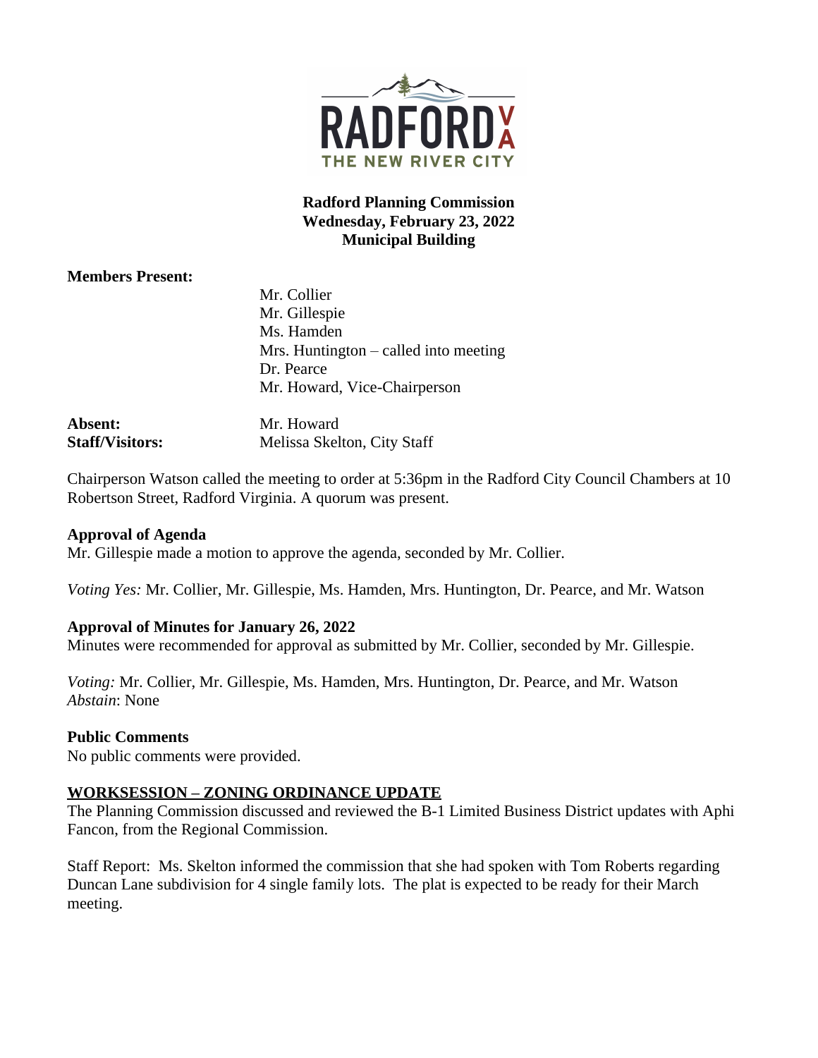RADFORD VA
THE NEW RIVER CITY

**Radford Planning Commission**
**Wednesday, February 23, 2022**
**Municipal Building**

**Members Present:**

Mr. Collier
Mr. Gillespie
Ms. Hamden
Mrs. Huntington – called into meeting
Dr. Pearce
Mr. Howard, Vice-Chairperson

**Absent:** Mr. Howard
**Staff/Visitors:** Melissa Skelton, City Staff

Chairperson Watson called the meeting to order at 5:36pm in the Radford City Council Chambers at 10 Robertson Street, Radford Virginia. A quorum was present.

**Approval of Agenda**
Mr. Gillespie made a motion to approve the agenda, seconded by Mr. Collier.

*Voting Yes:* Mr. Collier, Mr. Gillespie, Ms. Hamden, Mrs. Huntington, Dr. Pearce, and Mr. Watson

**Approval of Minutes for January 26, 2022**
Minutes were recommended for approval as submitted by Mr. Collier, seconded by Mr. Gillespie.

*Voting:* Mr. Collier, Mr. Gillespie, Ms. Hamden, Mrs. Huntington, Dr. Pearce, and Mr. Watson
*Abstain*: None

**Public Comments**
No public comments were provided.

**WORKSESSION – ZONING ORDINANCE UPDATE**
The Planning Commission discussed and reviewed the B-1 Limited Business District updates with Aphi Fancon, from the Regional Commission.

Staff Report: Ms. Skelton informed the commission that she had spoken with Tom Roberts regarding Duncan Lane subdivision for 4 single family lots. The plat is expected to be ready for their March meeting.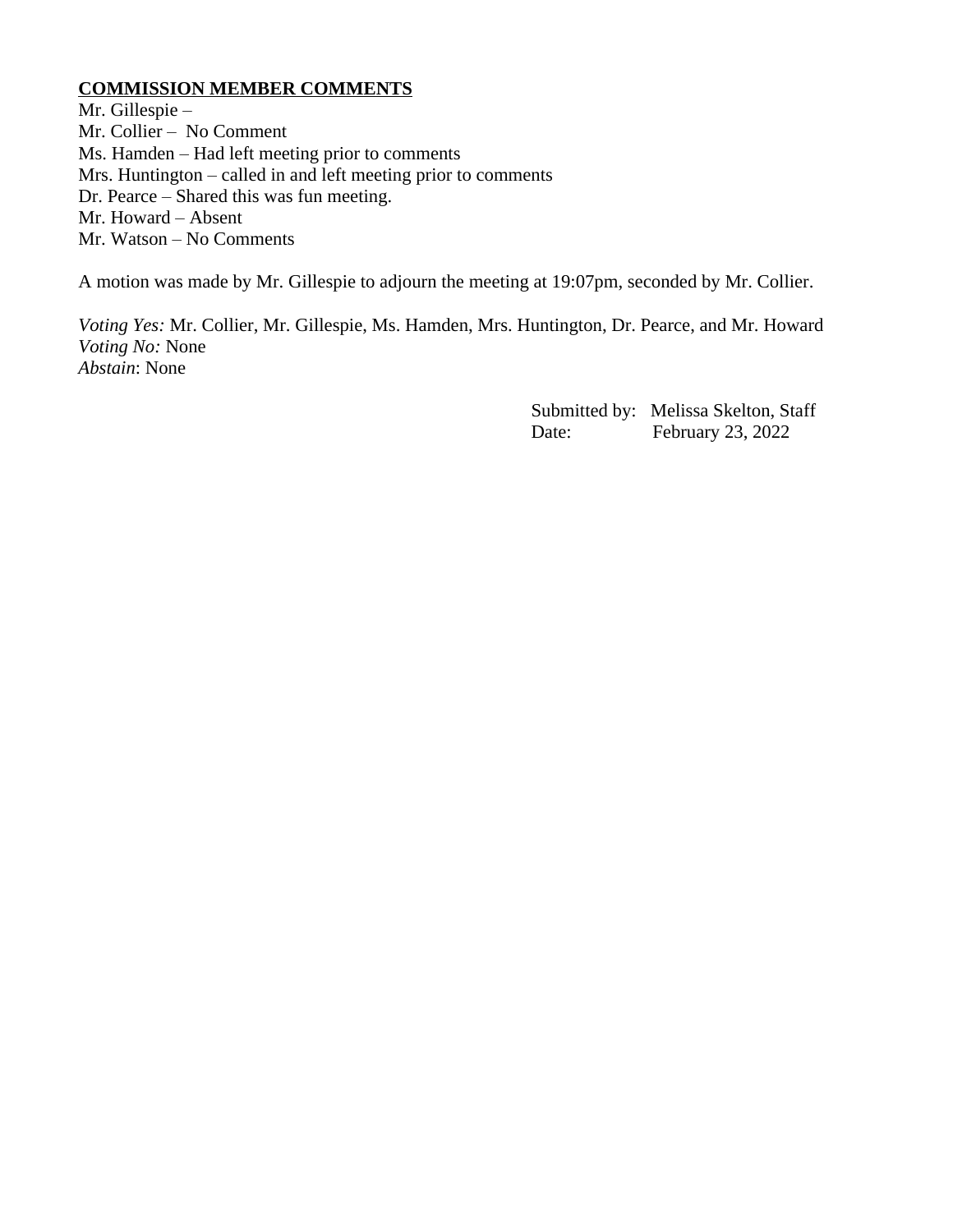**<u>COMMISSION MEMBER COMMENTS</u>**

Mr. Gillespie –
Mr. Collier – No Comment
Ms. Hamden – Had left meeting prior to comments
Mrs. Huntington – called in and left meeting prior to comments
Dr. Pearce – Shared this was fun meeting.
Mr. Howard – Absent
Mr. Watson – No Comments

A motion was made by Mr. Gillespie to adjourn the meeting at 19:07pm, seconded by Mr. Collier.

*Voting Yes:* Mr. Collier, Mr. Gillespie, Ms. Hamden, Mrs. Huntington, Dr. Pearce, and Mr. Howard
*Voting No:* None
*Abstain*: None

Submitted by: Melissa Skelton, Staff
Date: February 23, 2022